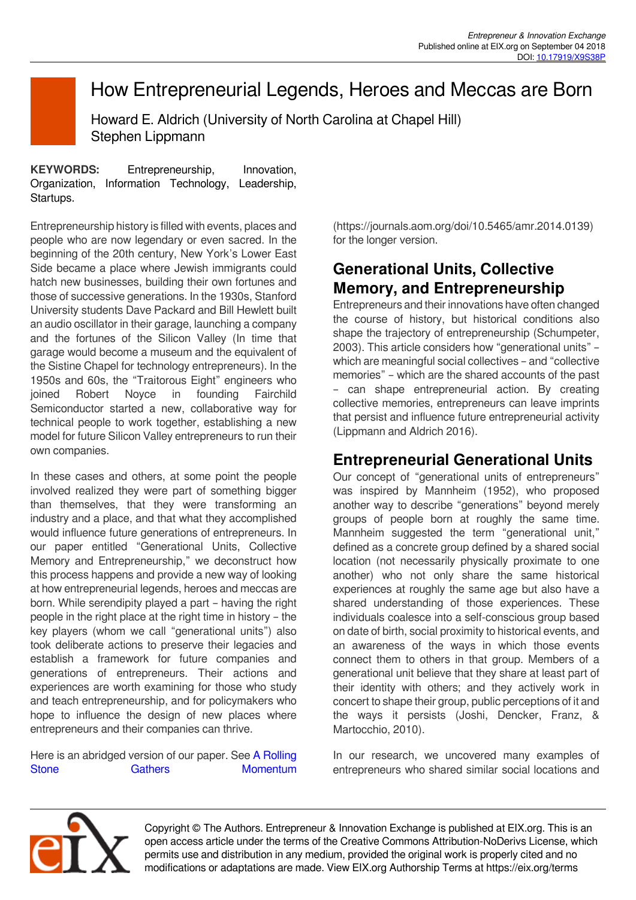# How Entrepreneurial Legends, Heroes and Meccas are Born

Howard E. Aldrich (University of North Carolina at Chapel Hill)
Stephen Lippmann

**KEYWORDS:** Entrepreneurship, Innovation, Organization, Information Technology, Leadership, Startups.

Entrepreneurship history is filled with events, places and people who are now legendary or even sacred. In the beginning of the 20th century, New York's Lower East Side became a place where Jewish immigrants could hatch new businesses, building their own fortunes and those of successive generations. In the 1930s, Stanford University students Dave Packard and Bill Hewlett built an audio oscillator in their garage, launching a company and the fortunes of the Silicon Valley (In time that garage would become a museum and the equivalent of the Sistine Chapel for technology entrepreneurs). In the 1950s and 60s, the "Traitorous Eight" engineers who joined Robert Noyce in founding Fairchild Semiconductor started a new, collaborative way for technical people to work together, establishing a new model for future Silicon Valley entrepreneurs to run their own companies.

In these cases and others, at some point the people involved realized they were part of something bigger than themselves, that they were transforming an industry and a place, and that what they accomplished would influence future generations of entrepreneurs. In our paper entitled "Generational Units, Collective Memory and Entrepreneurship," we deconstruct how this process happens and provide a new way of looking at how entrepreneurial legends, heroes and meccas are born. While serendipity played a part – having the right people in the right place at the right time in history – the key players (whom we call "generational units") also took deliberate actions to preserve their legacies and establish a framework for future companies and generations of entrepreneurs. Their actions and experiences are worth examining for those who study and teach entrepreneurship, and for policymakers who hope to influence the design of new places where entrepreneurs and their companies can thrive.

Here is an abridged version of our paper. See A Rolling Stone Gathers Momentum (https://journals.aom.org/doi/10.5465/amr.2014.0139) for the longer version.

## Generational Units, Collective Memory, and Entrepreneurship

Entrepreneurs and their innovations have often changed the course of history, but historical conditions also shape the trajectory of entrepreneurship (Schumpeter, 2003). This article considers how "generational units" – which are meaningful social collectives – and "collective memories" – which are the shared accounts of the past – can shape entrepreneurial action. By creating collective memories, entrepreneurs can leave imprints that persist and influence future entrepreneurial activity (Lippmann and Aldrich 2016).

## Entrepreneurial Generational Units

Our concept of "generational units of entrepreneurs" was inspired by Mannheim (1952), who proposed another way to describe "generations" beyond merely groups of people born at roughly the same time. Mannheim suggested the term "generational unit," defined as a concrete group defined by a shared social location (not necessarily physically proximate to one another) who not only share the same historical experiences at roughly the same age but also have a shared understanding of those experiences. These individuals coalesce into a self-conscious group based on date of birth, social proximity to historical events, and an awareness of the ways in which those events connect them to others in that group. Members of a generational unit believe that they share at least part of their identity with others; and they actively work in concert to shape their group, public perceptions of it and the ways it persists (Joshi, Dencker, Franz, & Martocchio, 2010).

In our research, we uncovered many examples of entrepreneurs who shared similar social locations and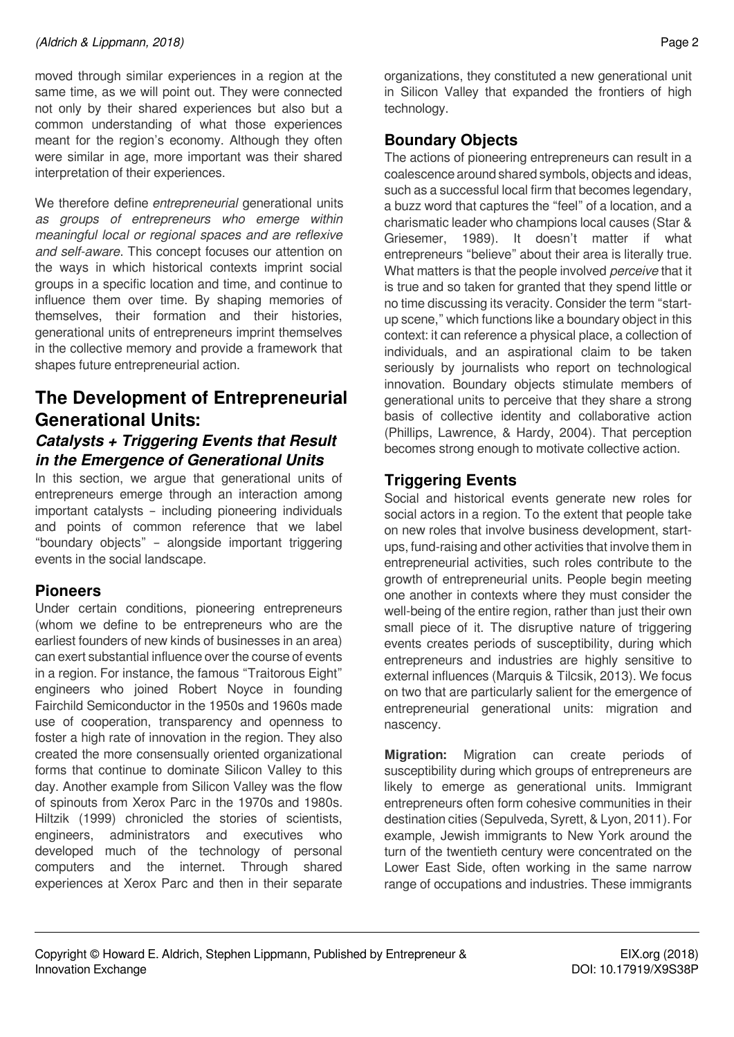moved through similar experiences in a region at the same time, as we will point out. They were connected not only by their shared experiences but also but a common understanding of what those experiences meant for the region's economy. Although they often were similar in age, more important was their shared interpretation of their experiences.

We therefore define *entrepreneurial* generational units *as groups of entrepreneurs who emerge within meaningful local or regional spaces and are reflexive and self-aware*. This concept focuses our attention on the ways in which historical contexts imprint social groups in a specific location and time, and continue to influence them over time. By shaping memories of themselves, their formation and their histories, generational units of entrepreneurs imprint themselves in the collective memory and provide a framework that shapes future entrepreneurial action.

## The Development of Entrepreneurial Generational Units:

### *Catalysts + Triggering Events that Result in the Emergence of Generational Units*

In this section, we argue that generational units of entrepreneurs emerge through an interaction among important catalysts – including pioneering individuals and points of common reference that we label "boundary objects" – alongside important triggering events in the social landscape.

### Pioneers

Under certain conditions, pioneering entrepreneurs (whom we define to be entrepreneurs who are the earliest founders of new kinds of businesses in an area) can exert substantial influence over the course of events in a region. For instance, the famous "Traitorous Eight" engineers who joined Robert Noyce in founding Fairchild Semiconductor in the 1950s and 1960s made use of cooperation, transparency and openness to foster a high rate of innovation in the region. They also created the more consensually oriented organizational forms that continue to dominate Silicon Valley to this day. Another example from Silicon Valley was the flow of spinouts from Xerox Parc in the 1970s and 1980s. Hiltzik (1999) chronicled the stories of scientists, engineers, administrators and executives who developed much of the technology of personal computers and the internet. Through shared experiences at Xerox Parc and then in their separate organizations, they constituted a new generational unit in Silicon Valley that expanded the frontiers of high technology.

### Boundary Objects

The actions of pioneering entrepreneurs can result in a coalescence around shared symbols, objects and ideas, such as a successful local firm that becomes legendary, a buzz word that captures the "feel" of a location, and a charismatic leader who champions local causes (Star & Griesemer, 1989). It doesn't matter if what entrepreneurs "believe" about their area is literally true. What matters is that the people involved *perceive* that it is true and so taken for granted that they spend little or no time discussing its veracity. Consider the term "start-up scene," which functions like a boundary object in this context: it can reference a physical place, a collection of individuals, and an aspirational claim to be taken seriously by journalists who report on technological innovation. Boundary objects stimulate members of generational units to perceive that they share a strong basis of collective identity and collaborative action (Phillips, Lawrence, & Hardy, 2004). That perception becomes strong enough to motivate collective action.

### Triggering Events

Social and historical events generate new roles for social actors in a region. To the extent that people take on new roles that involve business development, start-ups, fund-raising and other activities that involve them in entrepreneurial activities, such roles contribute to the growth of entrepreneurial units. People begin meeting one another in contexts where they must consider the well-being of the entire region, rather than just their own small piece of it. The disruptive nature of triggering events creates periods of susceptibility, during which entrepreneurs and industries are highly sensitive to external influences (Marquis & Tilcsik, 2013). We focus on two that are particularly salient for the emergence of entrepreneurial generational units: migration and nascency.

**Migration:** Migration can create periods of susceptibility during which groups of entrepreneurs are likely to emerge as generational units. Immigrant entrepreneurs often form cohesive communities in their destination cities (Sepulveda, Syrett, & Lyon, 2011). For example, Jewish immigrants to New York around the turn of the twentieth century were concentrated on the Lower East Side, often working in the same narrow range of occupations and industries. These immigrants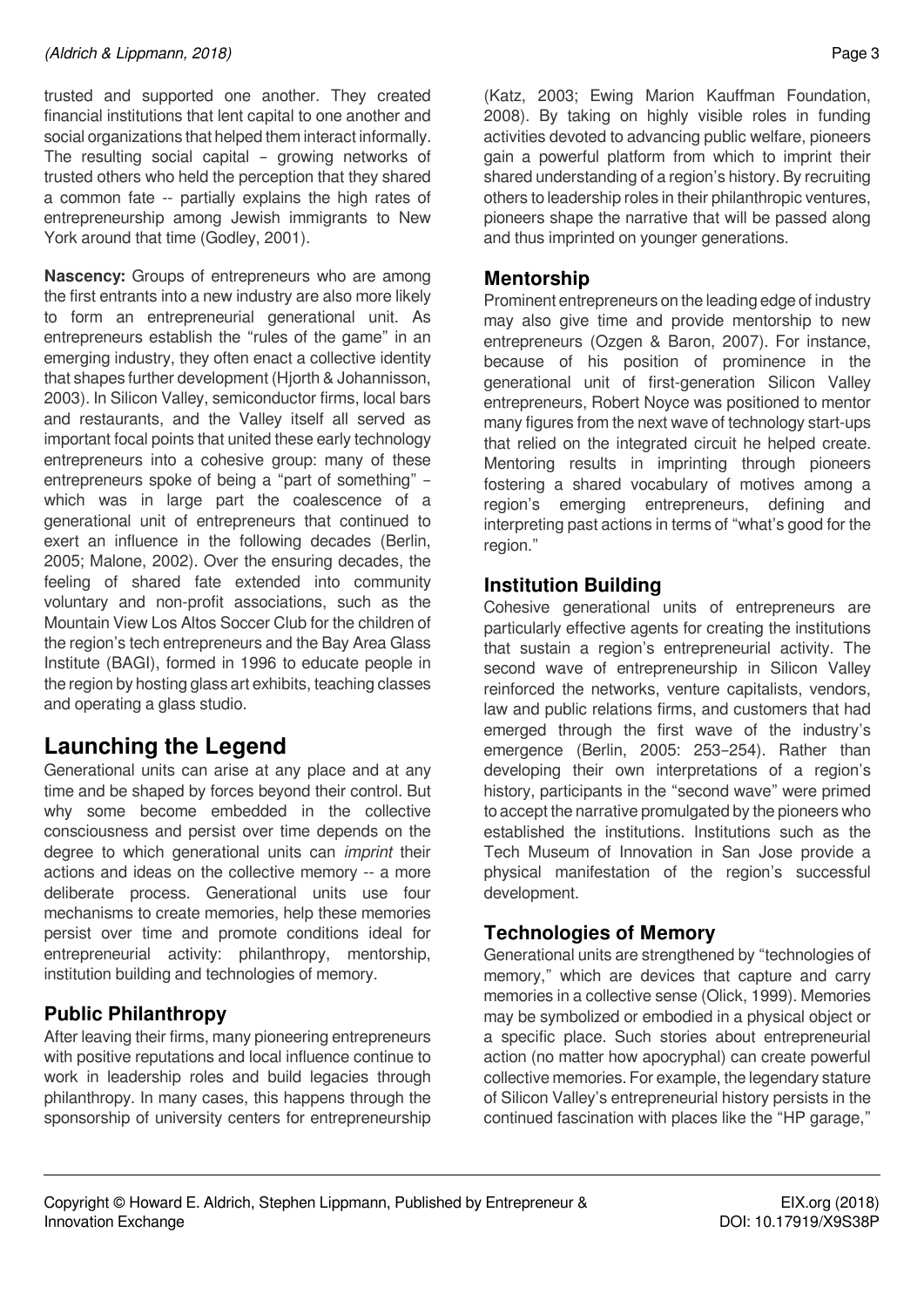trusted and supported one another. They created financial institutions that lent capital to one another and social organizations that helped them interact informally. The resulting social capital – growing networks of trusted others who held the perception that they shared a common fate -- partially explains the high rates of entrepreneurship among Jewish immigrants to New York around that time (Godley, 2001).

**Nascency:** Groups of entrepreneurs who are among the first entrants into a new industry are also more likely to form an entrepreneurial generational unit. As entrepreneurs establish the "rules of the game" in an emerging industry, they often enact a collective identity that shapes further development (Hjorth & Johannisson, 2003). In Silicon Valley, semiconductor firms, local bars and restaurants, and the Valley itself all served as important focal points that united these early technology entrepreneurs into a cohesive group: many of these entrepreneurs spoke of being a "part of something" – which was in large part the coalescence of a generational unit of entrepreneurs that continued to exert an influence in the following decades (Berlin, 2005; Malone, 2002). Over the ensuring decades, the feeling of shared fate extended into community voluntary and non-profit associations, such as the Mountain View Los Altos Soccer Club for the children of the region's tech entrepreneurs and the Bay Area Glass Institute (BAGI), formed in 1996 to educate people in the region by hosting glass art exhibits, teaching classes and operating a glass studio.

# Launching the Legend

Generational units can arise at any place and at any time and be shaped by forces beyond their control. But why some become embedded in the collective consciousness and persist over time depends on the degree to which generational units can *imprint* their actions and ideas on the collective memory -- a more deliberate process. Generational units use four mechanisms to create memories, help these memories persist over time and promote conditions ideal for entrepreneurial activity: philanthropy, mentorship, institution building and technologies of memory.

## Public Philanthropy

After leaving their firms, many pioneering entrepreneurs with positive reputations and local influence continue to work in leadership roles and build legacies through philanthropy. In many cases, this happens through the sponsorship of university centers for entrepreneurship (Katz, 2003; Ewing Marion Kauffman Foundation, 2008). By taking on highly visible roles in funding activities devoted to advancing public welfare, pioneers gain a powerful platform from which to imprint their shared understanding of a region's history. By recruiting others to leadership roles in their philanthropic ventures, pioneers shape the narrative that will be passed along and thus imprinted on younger generations.

## Mentorship

Prominent entrepreneurs on the leading edge of industry may also give time and provide mentorship to new entrepreneurs (Ozgen & Baron, 2007). For instance, because of his position of prominence in the generational unit of first-generation Silicon Valley entrepreneurs, Robert Noyce was positioned to mentor many figures from the next wave of technology start-ups that relied on the integrated circuit he helped create. Mentoring results in imprinting through pioneers fostering a shared vocabulary of motives among a region's emerging entrepreneurs, defining and interpreting past actions in terms of "what's good for the region."

## Institution Building

Cohesive generational units of entrepreneurs are particularly effective agents for creating the institutions that sustain a region's entrepreneurial activity. The second wave of entrepreneurship in Silicon Valley reinforced the networks, venture capitalists, vendors, law and public relations firms, and customers that had emerged through the first wave of the industry's emergence (Berlin, 2005: 253–254). Rather than developing their own interpretations of a region's history, participants in the "second wave" were primed to accept the narrative promulgated by the pioneers who established the institutions. Institutions such as the Tech Museum of Innovation in San Jose provide a physical manifestation of the region's successful development.

## Technologies of Memory

Generational units are strengthened by "technologies of memory," which are devices that capture and carry memories in a collective sense (Olick, 1999). Memories may be symbolized or embodied in a physical object or a specific place. Such stories about entrepreneurial action (no matter how apocryphal) can create powerful collective memories. For example, the legendary stature of Silicon Valley's entrepreneurial history persists in the continued fascination with places like the "HP garage,"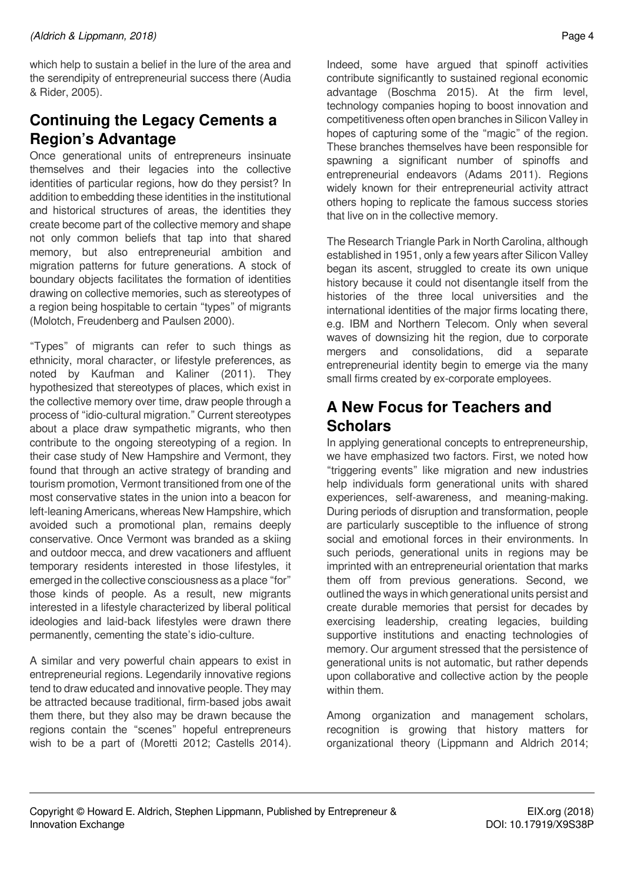which help to sustain a belief in the lure of the area and the serendipity of entrepreneurial success there (Audia & Rider, 2005).

## Continuing the Legacy Cements a Region's Advantage

Once generational units of entrepreneurs insinuate themselves and their legacies into the collective identities of particular regions, how do they persist? In addition to embedding these identities in the institutional and historical structures of areas, the identities they create become part of the collective memory and shape not only common beliefs that tap into that shared memory, but also entrepreneurial ambition and migration patterns for future generations. A stock of boundary objects facilitates the formation of identities drawing on collective memories, such as stereotypes of a region being hospitable to certain "types" of migrants (Molotch, Freudenberg and Paulsen 2000).

"Types" of migrants can refer to such things as ethnicity, moral character, or lifestyle preferences, as noted by Kaufman and Kaliner (2011). They hypothesized that stereotypes of places, which exist in the collective memory over time, draw people through a process of "idio-cultural migration." Current stereotypes about a place draw sympathetic migrants, who then contribute to the ongoing stereotyping of a region. In their case study of New Hampshire and Vermont, they found that through an active strategy of branding and tourism promotion, Vermont transitioned from one of the most conservative states in the union into a beacon for left-leaning Americans, whereas New Hampshire, which avoided such a promotional plan, remains deeply conservative. Once Vermont was branded as a skiing and outdoor mecca, and drew vacationers and affluent temporary residents interested in those lifestyles, it emerged in the collective consciousness as a place "for" those kinds of people. As a result, new migrants interested in a lifestyle characterized by liberal political ideologies and laid-back lifestyles were drawn there permanently, cementing the state's idio-culture.

A similar and very powerful chain appears to exist in entrepreneurial regions. Legendarily innovative regions tend to draw educated and innovative people. They may be attracted because traditional, firm-based jobs await them there, but they also may be drawn because the regions contain the "scenes" hopeful entrepreneurs wish to be a part of (Moretti 2012; Castells 2014). Indeed, some have argued that spinoff activities contribute significantly to sustained regional economic advantage (Boschma 2015). At the firm level, technology companies hoping to boost innovation and competitiveness often open branches in Silicon Valley in hopes of capturing some of the "magic" of the region. These branches themselves have been responsible for spawning a significant number of spinoffs and entrepreneurial endeavors (Adams 2011). Regions widely known for their entrepreneurial activity attract others hoping to replicate the famous success stories that live on in the collective memory.

The Research Triangle Park in North Carolina, although established in 1951, only a few years after Silicon Valley began its ascent, struggled to create its own unique history because it could not disentangle itself from the histories of the three local universities and the international identities of the major firms locating there, e.g. IBM and Northern Telecom. Only when several waves of downsizing hit the region, due to corporate mergers and consolidations, did a separate entrepreneurial identity begin to emerge via the many small firms created by ex-corporate employees.

## A New Focus for Teachers and Scholars

In applying generational concepts to entrepreneurship, we have emphasized two factors. First, we noted how "triggering events" like migration and new industries help individuals form generational units with shared experiences, self-awareness, and meaning-making. During periods of disruption and transformation, people are particularly susceptible to the influence of strong social and emotional forces in their environments. In such periods, generational units in regions may be imprinted with an entrepreneurial orientation that marks them off from previous generations. Second, we outlined the ways in which generational units persist and create durable memories that persist for decades by exercising leadership, creating legacies, building supportive institutions and enacting technologies of memory. Our argument stressed that the persistence of generational units is not automatic, but rather depends upon collaborative and collective action by the people within them.

Among organization and management scholars, recognition is growing that history matters for organizational theory (Lippmann and Aldrich 2014;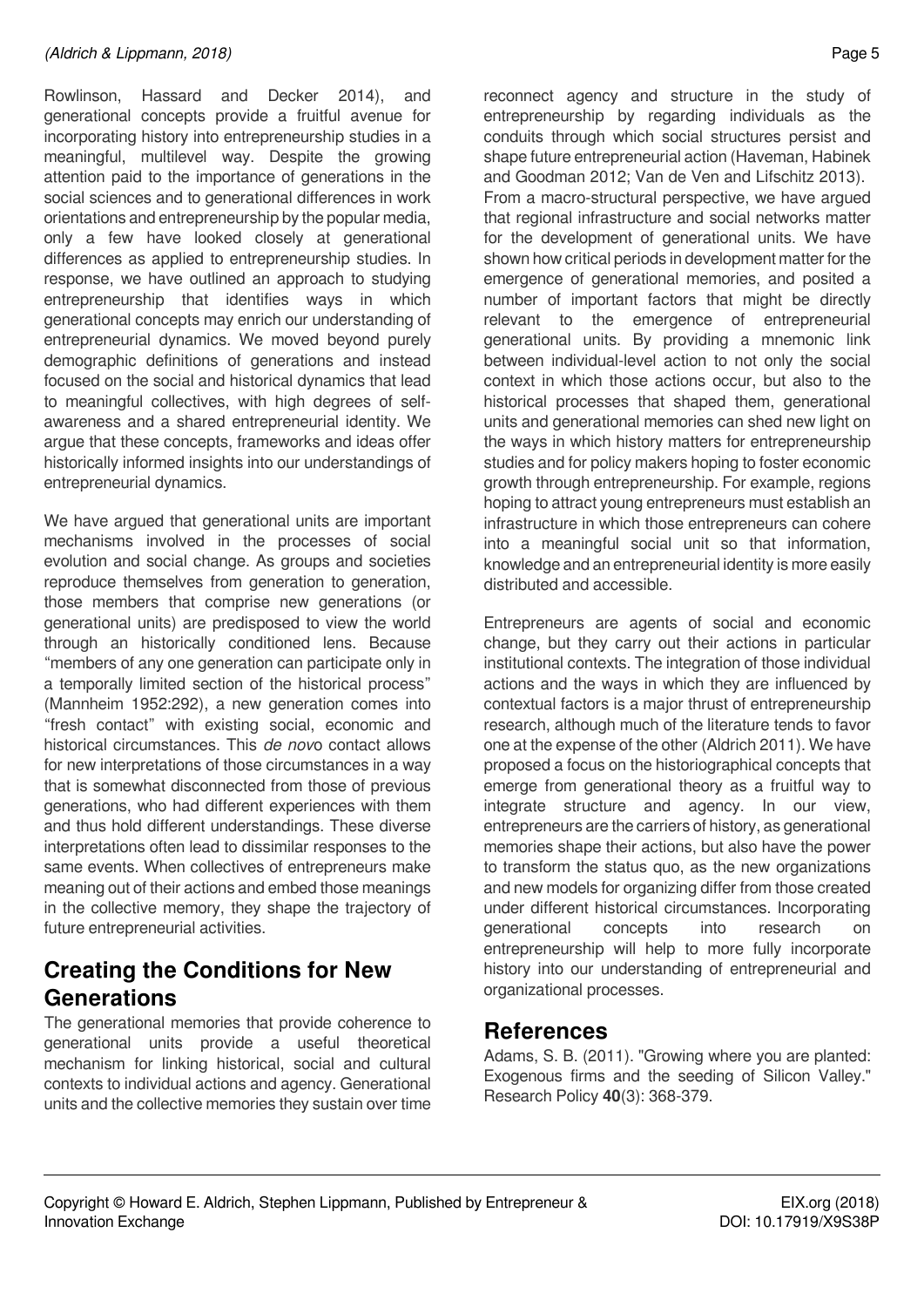Rowlinson, Hassard and Decker 2014), and generational concepts provide a fruitful avenue for incorporating history into entrepreneurship studies in a meaningful, multilevel way. Despite the growing attention paid to the importance of generations in the social sciences and to generational differences in work orientations and entrepreneurship by the popular media, only a few have looked closely at generational differences as applied to entrepreneurship studies. In response, we have outlined an approach to studying entrepreneurship that identifies ways in which generational concepts may enrich our understanding of entrepreneurial dynamics. We moved beyond purely demographic definitions of generations and instead focused on the social and historical dynamics that lead to meaningful collectives, with high degrees of self-awareness and a shared entrepreneurial identity. We argue that these concepts, frameworks and ideas offer historically informed insights into our understandings of entrepreneurial dynamics.

We have argued that generational units are important mechanisms involved in the processes of social evolution and social change. As groups and societies reproduce themselves from generation to generation, those members that comprise new generations (or generational units) are predisposed to view the world through an historically conditioned lens. Because "members of any one generation can participate only in a temporally limited section of the historical process" (Mannheim 1952:292), a new generation comes into "fresh contact" with existing social, economic and historical circumstances. This *de novo* contact allows for new interpretations of those circumstances in a way that is somewhat disconnected from those of previous generations, who had different experiences with them and thus hold different understandings. These diverse interpretations often lead to dissimilar responses to the same events. When collectives of entrepreneurs make meaning out of their actions and embed those meanings in the collective memory, they shape the trajectory of future entrepreneurial activities.

## Creating the Conditions for New Generations

The generational memories that provide coherence to generational units provide a useful theoretical mechanism for linking historical, social and cultural contexts to individual actions and agency. Generational units and the collective memories they sustain over time reconnect agency and structure in the study of entrepreneurship by regarding individuals as the conduits through which social structures persist and shape future entrepreneurial action (Haveman, Habinek and Goodman 2012; Van de Ven and Lifschitz 2013). From a macro-structural perspective, we have argued that regional infrastructure and social networks matter for the development of generational units. We have shown how critical periods in development matter for the emergence of generational memories, and posited a number of important factors that might be directly relevant to the emergence of entrepreneurial generational units. By providing a mnemonic link between individual-level action to not only the social context in which those actions occur, but also to the historical processes that shaped them, generational units and generational memories can shed new light on the ways in which history matters for entrepreneurship studies and for policy makers hoping to foster economic growth through entrepreneurship. For example, regions hoping to attract young entrepreneurs must establish an infrastructure in which those entrepreneurs can cohere into a meaningful social unit so that information, knowledge and an entrepreneurial identity is more easily distributed and accessible.

Entrepreneurs are agents of social and economic change, but they carry out their actions in particular institutional contexts. The integration of those individual actions and the ways in which they are influenced by contextual factors is a major thrust of entrepreneurship research, although much of the literature tends to favor one at the expense of the other (Aldrich 2011). We have proposed a focus on the historiographical concepts that emerge from generational theory as a fruitful way to integrate structure and agency. In our view, entrepreneurs are the carriers of history, as generational memories shape their actions, but also have the power to transform the status quo, as the new organizations and new models for organizing differ from those created under different historical circumstances. Incorporating generational concepts into research on entrepreneurship will help to more fully incorporate history into our understanding of entrepreneurial and organizational processes.

## References

Adams, S. B. (2011). "Growing where you are planted: Exogenous firms and the seeding of Silicon Valley." Research Policy **40**(3): 368-379.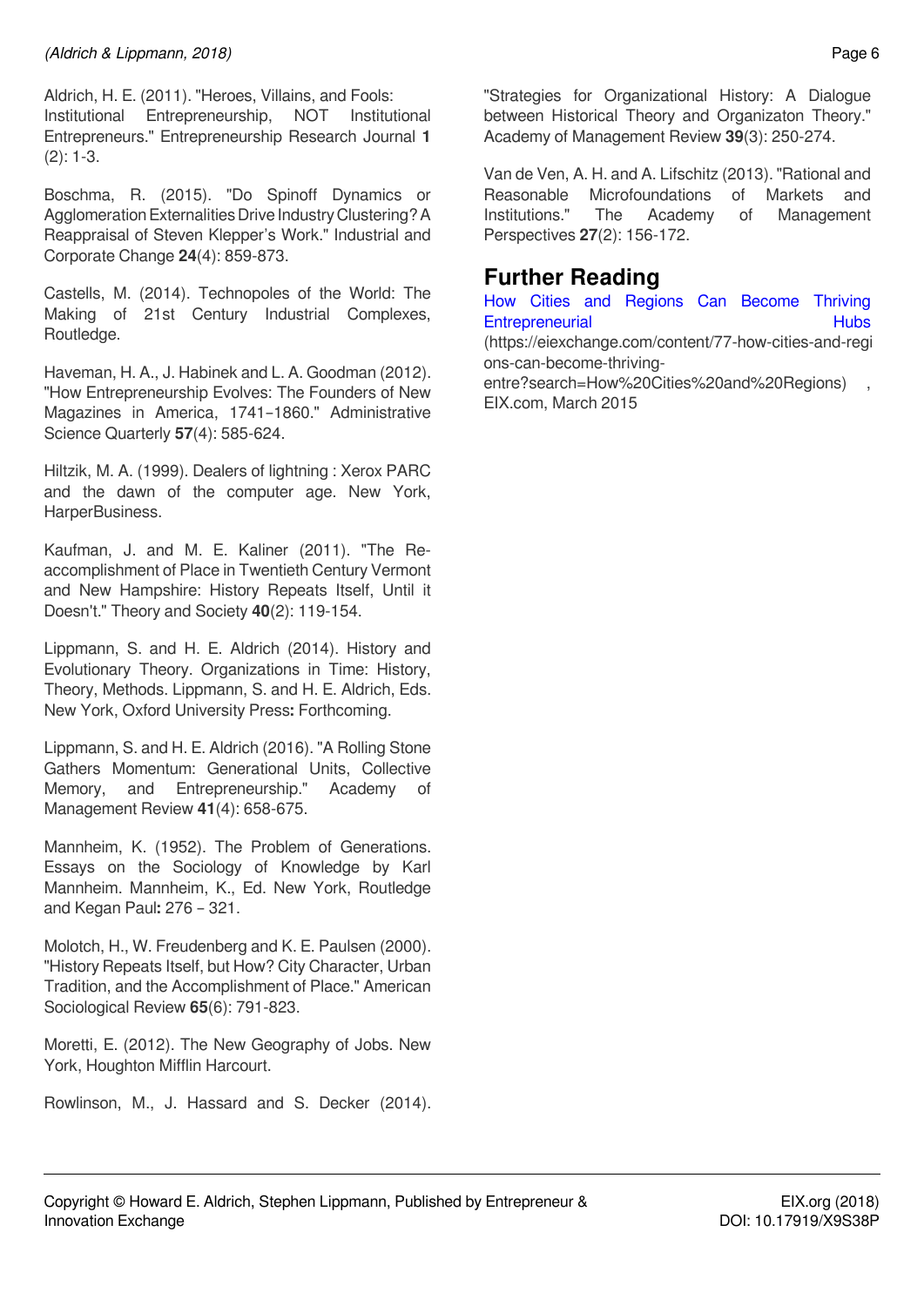Aldrich, H. E. (2011). "Heroes, Villains, and Fools: Institutional Entrepreneurship, NOT Institutional Entrepreneurs." Entrepreneurship Research Journal **1** (2): 1-3.

Boschma, R. (2015). "Do Spinoff Dynamics or Agglomeration Externalities Drive Industry Clustering? A Reappraisal of Steven Klepper's Work." Industrial and Corporate Change **24**(4): 859-873.

Castells, M. (2014). Technopoles of the World: The Making of 21st Century Industrial Complexes, Routledge.

Haveman, H. A., J. Habinek and L. A. Goodman (2012). "How Entrepreneurship Evolves: The Founders of New Magazines in America, 1741–1860." Administrative Science Quarterly **57**(4): 585-624.

Hiltzik, M. A. (1999). Dealers of lightning : Xerox PARC and the dawn of the computer age. New York, HarperBusiness.

Kaufman, J. and M. E. Kaliner (2011). "The Re-accomplishment of Place in Twentieth Century Vermont and New Hampshire: History Repeats Itself, Until it Doesn't." Theory and Society **40**(2): 119-154.

Lippmann, S. and H. E. Aldrich (2014). History and Evolutionary Theory. Organizations in Time: History, Theory, Methods. Lippmann, S. and H. E. Aldrich, Eds. New York, Oxford University Press**:** Forthcoming.

Lippmann, S. and H. E. Aldrich (2016). "A Rolling Stone Gathers Momentum: Generational Units, Collective Memory, and Entrepreneurship." Academy of Management Review **41**(4): 658-675.

Mannheim, K. (1952). The Problem of Generations. Essays on the Sociology of Knowledge by Karl Mannheim. Mannheim, K., Ed. New York, Routledge and Kegan Paul**:** 276 – 321.

Molotch, H., W. Freudenberg and K. E. Paulsen (2000). "History Repeats Itself, but How? City Character, Urban Tradition, and the Accomplishment of Place." American Sociological Review **65**(6): 791-823.

Moretti, E. (2012). The New Geography of Jobs. New York, Houghton Mifflin Harcourt.

Rowlinson, M., J. Hassard and S. Decker (2014). "Strategies for Organizational History: A Dialogue between Historical Theory and Organizaton Theory." Academy of Management Review **39**(3): 250-274.

Van de Ven, A. H. and A. Lifschitz (2013). "Rational and Reasonable Microfoundations of Markets and Institutions." The Academy of Management Perspectives **27**(2): 156-172.

## Further Reading

How Cities and Regions Can Become Thriving Entrepreneurial Hubs (https://eiexchange.com/content/77-how-cities-and-regions-can-become-thriving-entre?search=How%20Cities%20and%20Regions) , EIX.com, March 2015